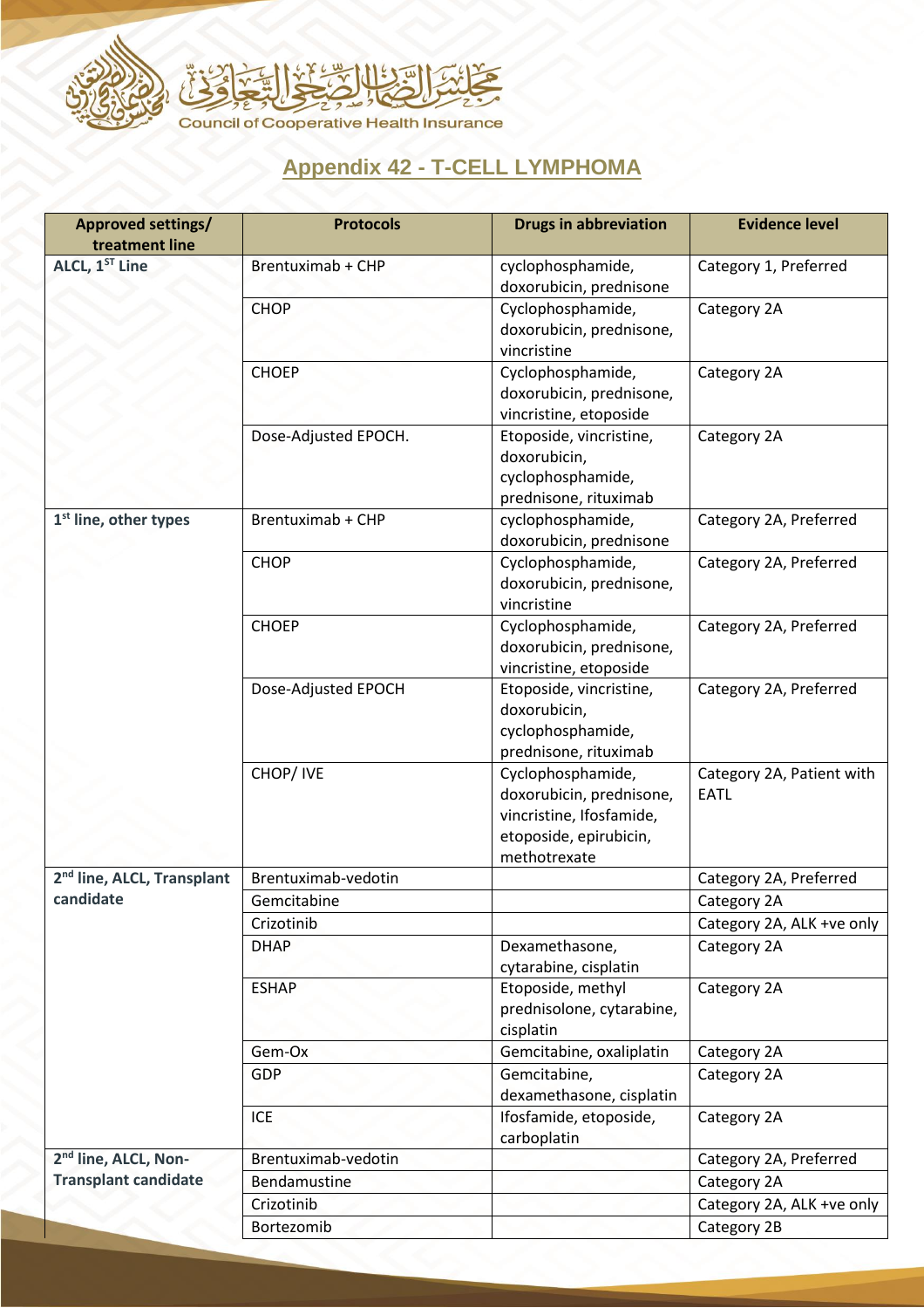## Appendix 42 - T-CELL LYMPHOMA

| Approved settings/ treatment line | Protocols | Drugs in abbreviation | Evidence level |
|---|---|---|---|
| ALCL, 1ST Line | Brentuximab + CHP | cyclophosphamide, doxorubicin, prednisone | Category 1, Preferred |
| | CHOP | Cyclophosphamide, doxorubicin, prednisone, vincristine | Category 2A |
| | CHOEP | Cyclophosphamide, doxorubicin, prednisone, vincristine, etoposide | Category 2A |
| | Dose-Adjusted EPOCH. | Etoposide, vincristine, doxorubicin, cyclophosphamide, prednisone, rituximab | Category 2A |
| 1st line, other types | Brentuximab + CHP | cyclophosphamide, doxorubicin, prednisone | Category 2A, Preferred |
| | CHOP | Cyclophosphamide, doxorubicin, prednisone, vincristine | Category 2A, Preferred |
| | CHOEP | Cyclophosphamide, doxorubicin, prednisone, vincristine, etoposide | Category 2A, Preferred |
| | Dose-Adjusted EPOCH | Etoposide, vincristine, doxorubicin, cyclophosphamide, prednisone, rituximab | Category 2A, Preferred |
| | CHOP/ IVE | Cyclophosphamide, doxorubicin, prednisone, vincristine, Ifosfamide, etoposide, epirubicin, methotrexate | Category 2A, Patient with EATL |
| 2nd line, ALCL, Transplant candidate | Brentuximab-vedotin | | Category 2A, Preferred |
| | Gemcitabine | | Category 2A |
| | Crizotinib | | Category 2A, ALK +ve only |
| | DHAP | Dexamethasone, cytarabine, cisplatin | Category 2A |
| | ESHAP | Etoposide, methyl prednisolone, cytarabine, cisplatin | Category 2A |
| | Gem-Ox | Gemcitabine, oxaliplatin | Category 2A |
| | GDP | Gemcitabine, dexamethasone, cisplatin | Category 2A |
| | ICE | Ifosfamide, etoposide, carboplatin | Category 2A |
| 2nd line, ALCL, Non-Transplant candidate | Brentuximab-vedotin | | Category 2A, Preferred |
| | Bendamustine | | Category 2A |
| | Crizotinib | | Category 2A, ALK +ve only |
| | Bortezomib | | Category 2B |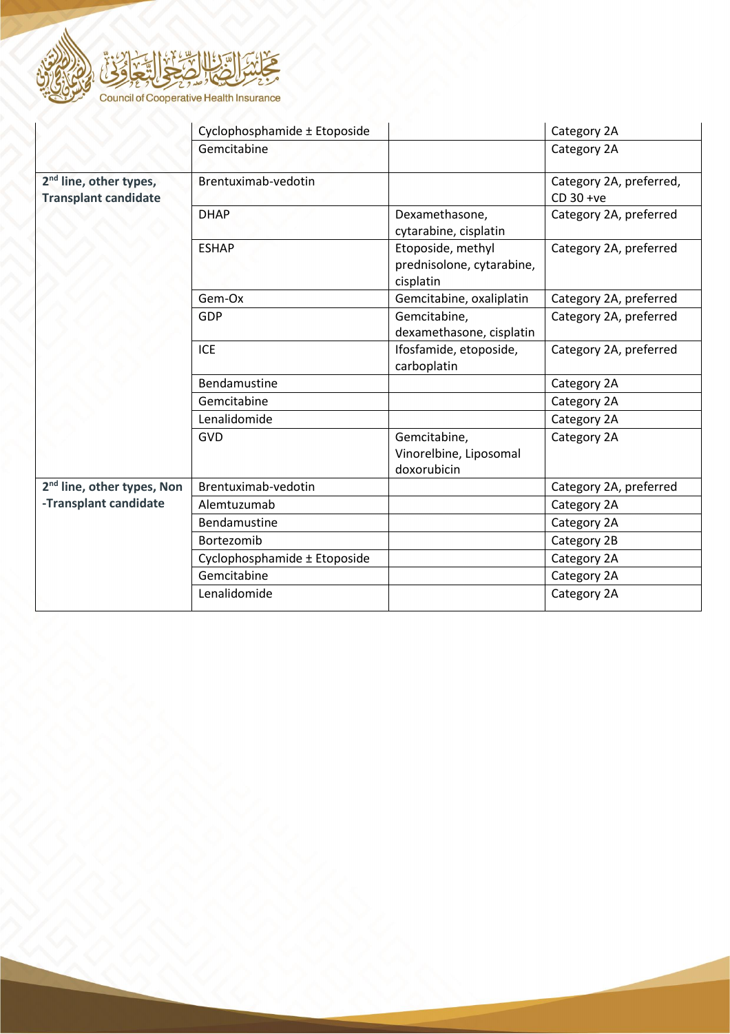| | | | |
|---|---|---|---|
| | Cyclophosphamide ± Etoposide | | Category 2A |
| | Gemcitabine | | Category 2A |
| **2nd line, other types, Transplant candidate** | Brentuximab-vedotin | | Category 2A, preferred, CD 30 +ve |
| | DHAP | Dexamethasone, cytarabine, cisplatin | Category 2A, preferred |
| | ESHAP | Etoposide, methyl prednisolone, cytarabine, cisplatin | Category 2A, preferred |
| | Gem-Ox | Gemcitabine, oxaliplatin | Category 2A, preferred |
| | GDP | Gemcitabine, dexamethasone, cisplatin | Category 2A, preferred |
| | ICE | Ifosfamide, etoposide, carboplatin | Category 2A, preferred |
| | Bendamustine | | Category 2A |
| | Gemcitabine | | Category 2A |
| | Lenalidomide | | Category 2A |
| | GVD | Gemcitabine, Vinorelbine, Liposomal doxorubicin | Category 2A |
| **2nd line, other types, Non -Transplant candidate** | Brentuximab-vedotin | | Category 2A, preferred |
| | Alemtuzumab | | Category 2A |
| | Bendamustine | | Category 2A |
| | Bortezomib | | Category 2B |
| | Cyclophosphamide ± Etoposide | | Category 2A |
| | Gemcitabine | | Category 2A |
| | Lenalidomide | | Category 2A |